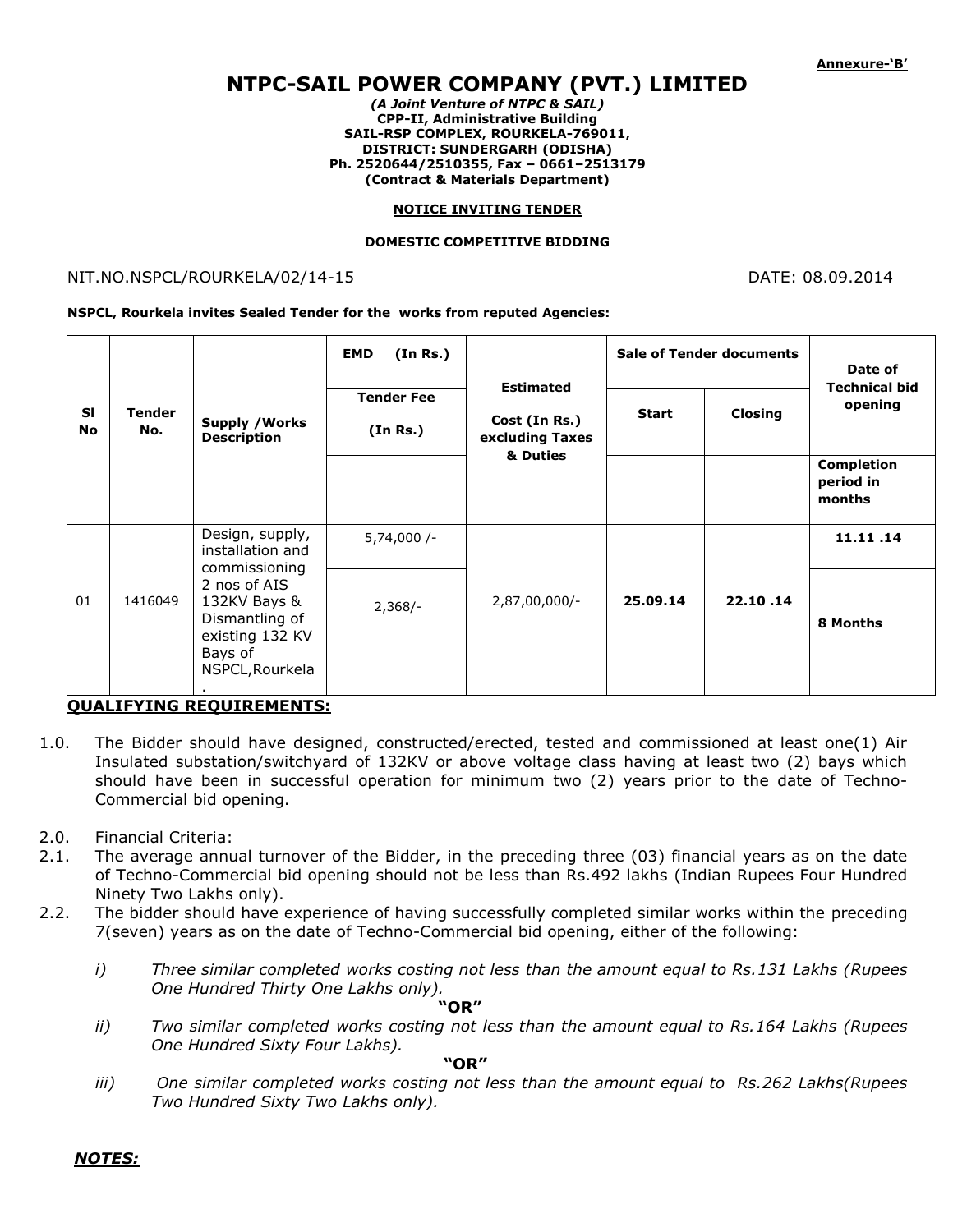**Annexure-'B'**

# NTPC-SAIL POWER COMPANY (PVT.) LIMITED

***(A Joint Venture of NTPC & SAIL)***
**CPP-II, Administrative Building**
**SAIL-RSP COMPLEX, ROURKELA-769011,**
**DISTRICT: SUNDERGARH (ODISHA)**
**Ph. 2520644/2510355, Fax – 0661–2513179**
**(Contract & Materials Department)**

## NOTICE INVITING TENDER

**DOMESTIC COMPETITIVE BIDDING**

NIT.NO.NSPCL/ROURKELA/02/14-15 DATE: 08.09.2014

**NSPCL, Rourkela invites Sealed Tender for the works from reputed Agencies:**

| Sl No | Tender No. | Supply /Works Description | EMD (In Rs.) / Tender Fee (In Rs.) | Estimated Cost (In Rs.) excluding Taxes & Duties | Sale of Tender documents | | Date of Technical bid opening / Completion period in months |
|---|---|---|---|---|---|---|---|
| | | | | | Start | Closing | |
| 01 | 1416049 | Design, supply, installation and commissioning 2 nos of AIS 132KV Bays & Dismantling of existing 132 KV Bays of NSPCL,Rourkela . | 5,74,000 /- | 2,87,00,000/- | 25.09.14 | 22.10 .14 | 11.11 .14 |
| | | | 2,368/- | | | | 8 Months |

## QUALIFYING REQUIREMENTS:

1.0. The Bidder should have designed, constructed/erected, tested and commissioned at least one(1) Air Insulated substation/switchyard of 132KV or above voltage class having at least two (2) bays which should have been in successful operation for minimum two (2) years prior to the date of Techno-Commercial bid opening.

2.0. Financial Criteria:

2.1. The average annual turnover of the Bidder, in the preceding three (03) financial years as on the date of Techno-Commercial bid opening should not be less than Rs.492 lakhs (Indian Rupees Four Hundred Ninety Two Lakhs only).

2.2. The bidder should have experience of having successfully completed similar works within the preceding 7(seven) years as on the date of Techno-Commercial bid opening, either of the following:

*i) Three similar completed works costing not less than the amount equal to Rs.131 Lakhs (Rupees One Hundred Thirty One Lakhs only).*

**"OR"**

*ii) Two similar completed works costing not less than the amount equal to Rs.164 Lakhs (Rupees One Hundred Sixty Four Lakhs).*

**"OR"**

*iii) One similar completed works costing not less than the amount equal to Rs.262 Lakhs(Rupees Two Hundred Sixty Two Lakhs only).*

***NOTES:***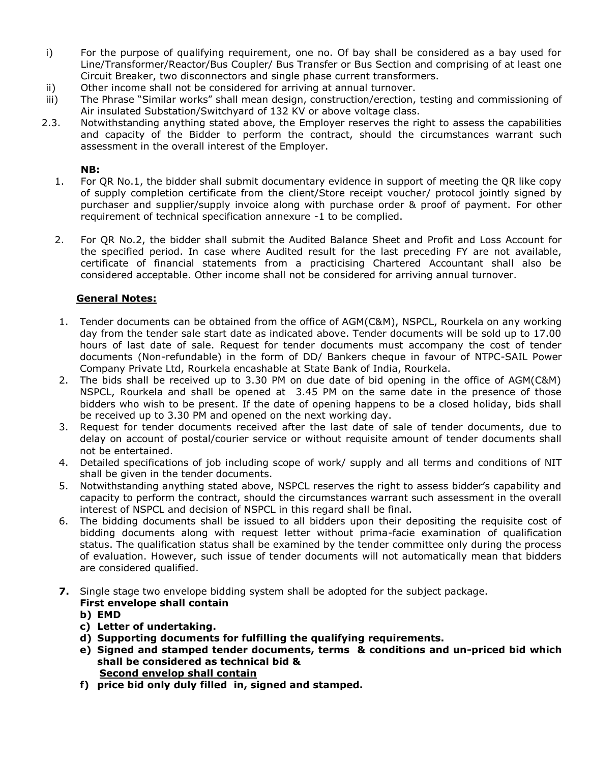i) For the purpose of qualifying requirement, one no. Of bay shall be considered as a bay used for Line/Transformer/Reactor/Bus Coupler/ Bus Transfer or Bus Section and comprising of at least one Circuit Breaker, two disconnectors and single phase current transformers.

ii) Other income shall not be considered for arriving at annual turnover.

iii) The Phrase "Similar works" shall mean design, construction/erection, testing and commissioning of Air insulated Substation/Switchyard of 132 KV or above voltage class.

2.3. Notwithstanding anything stated above, the Employer reserves the right to assess the capabilities and capacity of the Bidder to perform the contract, should the circumstances warrant such assessment in the overall interest of the Employer.

**NB:**

1. For QR No.1, the bidder shall submit documentary evidence in support of meeting the QR like copy of supply completion certificate from the client/Store receipt voucher/ protocol jointly signed by purchaser and supplier/supply invoice along with purchase order & proof of payment. For other requirement of technical specification annexure -1 to be complied.

2. For QR No.2, the bidder shall submit the Audited Balance Sheet and Profit and Loss Account for the specified period. In case where Audited result for the last preceding FY are not available, certificate of financial statements from a practicising Chartered Accountant shall also be considered acceptable. Other income shall not be considered for arriving annual turnover.

**General Notes:**

1. Tender documents can be obtained from the office of AGM(C&M), NSPCL, Rourkela on any working day from the tender sale start date as indicated above. Tender documents will be sold up to 17.00 hours of last date of sale. Request for tender documents must accompany the cost of tender documents (Non-refundable) in the form of DD/ Bankers cheque in favour of NTPC-SAIL Power Company Private Ltd, Rourkela encashable at State Bank of India, Rourkela.
2. The bids shall be received up to 3.30 PM on due date of bid opening in the office of AGM(C&M) NSPCL, Rourkela and shall be opened at 3.45 PM on the same date in the presence of those bidders who wish to be present. If the date of opening happens to be a closed holiday, bids shall be received up to 3.30 PM and opened on the next working day.
3. Request for tender documents received after the last date of sale of tender documents, due to delay on account of postal/courier service or without requisite amount of tender documents shall not be entertained.
4. Detailed specifications of job including scope of work/ supply and all terms and conditions of NIT shall be given in the tender documents.
5. Notwithstanding anything stated above, NSPCL reserves the right to assess bidder's capability and capacity to perform the contract, should the circumstances warrant such assessment in the overall interest of NSPCL and decision of NSPCL in this regard shall be final.
6. The bidding documents shall be issued to all bidders upon their depositing the requisite cost of bidding documents along with request letter without prima-facie examination of qualification status. The qualification status shall be examined by the tender committee only during the process of evaluation. However, such issue of tender documents will not automatically mean that bidders are considered qualified.
7. Single stage two envelope bidding system shall be adopted for the subject package.

   **First envelope shall contain**

   **b) EMD**

   **c) Letter of undertaking.**

   **d) Supporting documents for fulfilling the qualifying requirements.**

   **e) Signed and stamped tender documents, terms & conditions and un-priced bid which shall be considered as technical bid &**

   **<u>Second envelop shall contain</u>**

   **f) price bid only duly filled in, signed and stamped.**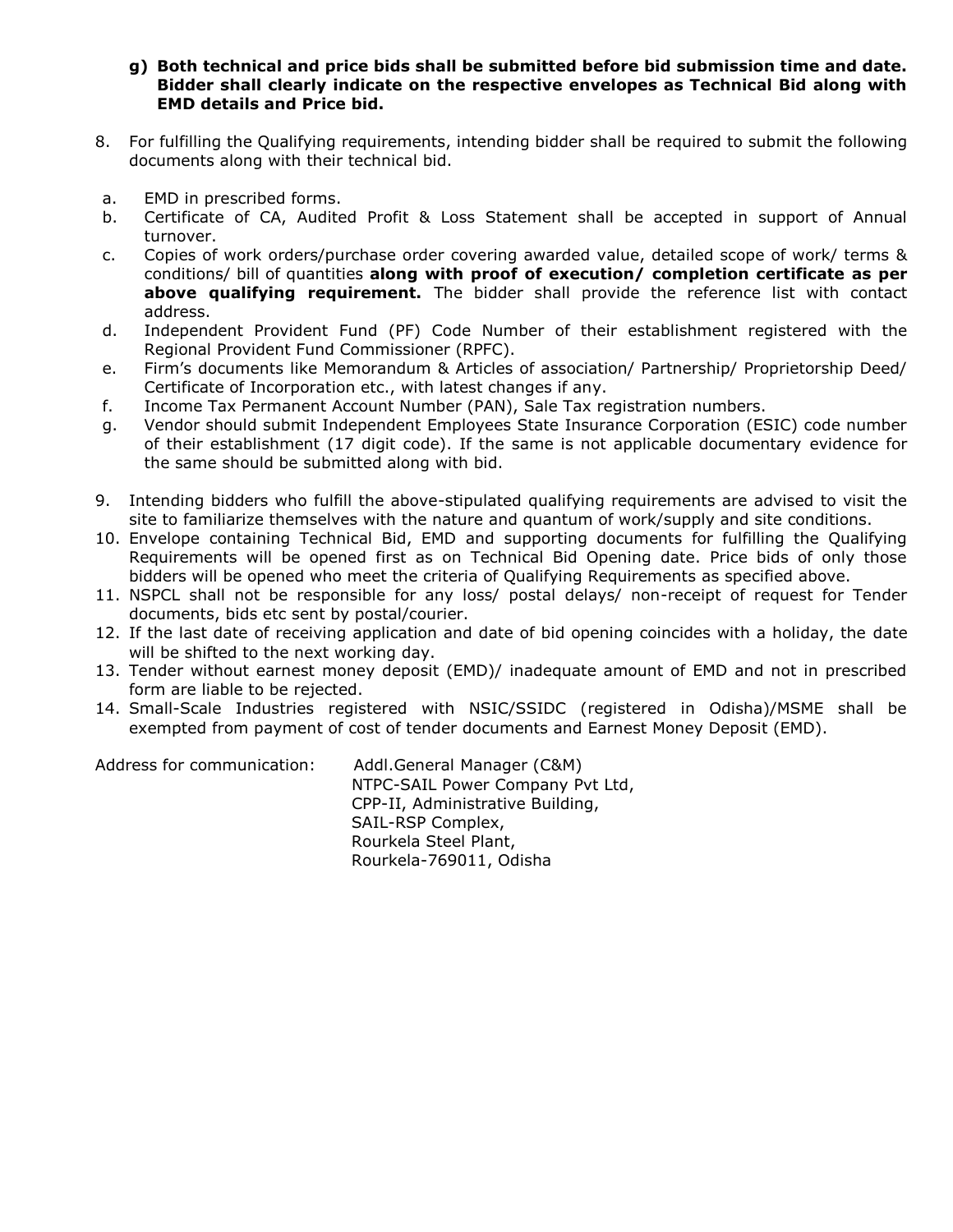**g) Both technical and price bids shall be submitted before bid submission time and date. Bidder shall clearly indicate on the respective envelopes as Technical Bid along with EMD details and Price bid.**

8. For fulfilling the Qualifying requirements, intending bidder shall be required to submit the following documents along with their technical bid.

   a. EMD in prescribed forms.
   b. Certificate of CA, Audited Profit & Loss Statement shall be accepted in support of Annual turnover.
   c. Copies of work orders/purchase order covering awarded value, detailed scope of work/ terms & conditions/ bill of quantities **along with proof of execution/ completion certificate as per above qualifying requirement.** The bidder shall provide the reference list with contact address.
   d. Independent Provident Fund (PF) Code Number of their establishment registered with the Regional Provident Fund Commissioner (RPFC).
   e. Firm's documents like Memorandum & Articles of association/ Partnership/ Proprietorship Deed/ Certificate of Incorporation etc., with latest changes if any.
   f. Income Tax Permanent Account Number (PAN), Sale Tax registration numbers.
   g. Vendor should submit Independent Employees State Insurance Corporation (ESIC) code number of their establishment (17 digit code). If the same is not applicable documentary evidence for the same should be submitted along with bid.

9. Intending bidders who fulfill the above-stipulated qualifying requirements are advised to visit the site to familiarize themselves with the nature and quantum of work/supply and site conditions.
10. Envelope containing Technical Bid, EMD and supporting documents for fulfilling the Qualifying Requirements will be opened first as on Technical Bid Opening date. Price bids of only those bidders will be opened who meet the criteria of Qualifying Requirements as specified above.
11. NSPCL shall not be responsible for any loss/ postal delays/ non-receipt of request for Tender documents, bids etc sent by postal/courier.
12. If the last date of receiving application and date of bid opening coincides with a holiday, the date will be shifted to the next working day.
13. Tender without earnest money deposit (EMD)/ inadequate amount of EMD and not in prescribed form are liable to be rejected.
14. Small-Scale Industries registered with NSIC/SSIDC (registered in Odisha)/MSME shall be exempted from payment of cost of tender documents and Earnest Money Deposit (EMD).

Address for communication:

Addl.General Manager (C&M)
NTPC-SAIL Power Company Pvt Ltd,
CPP-II, Administrative Building,
SAIL-RSP Complex,
Rourkela Steel Plant,
Rourkela-769011, Odisha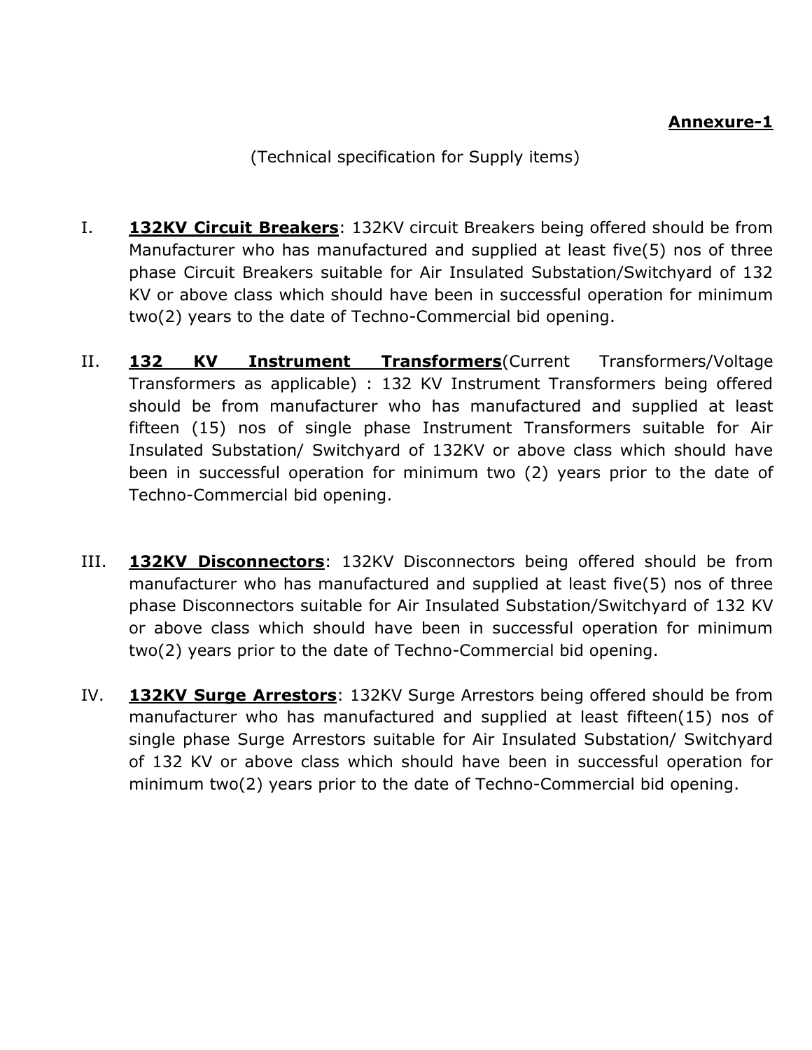**Annexure-1**

(Technical specification for Supply items)

I. **132KV Circuit Breakers**: 132KV circuit Breakers being offered should be from Manufacturer who has manufactured and supplied at least five(5) nos of three phase Circuit Breakers suitable for Air Insulated Substation/Switchyard of 132 KV or above class which should have been in successful operation for minimum two(2) years to the date of Techno-Commercial bid opening.

II. **132 KV Instrument Transformers**(Current Transformers/Voltage Transformers as applicable) : 132 KV Instrument Transformers being offered should be from manufacturer who has manufactured and supplied at least fifteen (15) nos of single phase Instrument Transformers suitable for Air Insulated Substation/ Switchyard of 132KV or above class which should have been in successful operation for minimum two (2) years prior to the date of Techno-Commercial bid opening.

III. **132KV Disconnectors**: 132KV Disconnectors being offered should be from manufacturer who has manufactured and supplied at least five(5) nos of three phase Disconnectors suitable for Air Insulated Substation/Switchyard of 132 KV or above class which should have been in successful operation for minimum two(2) years prior to the date of Techno-Commercial bid opening.

IV. **132KV Surge Arrestors**: 132KV Surge Arrestors being offered should be from manufacturer who has manufactured and supplied at least fifteen(15) nos of single phase Surge Arrestors suitable for Air Insulated Substation/ Switchyard of 132 KV or above class which should have been in successful operation for minimum two(2) years prior to the date of Techno-Commercial bid opening.